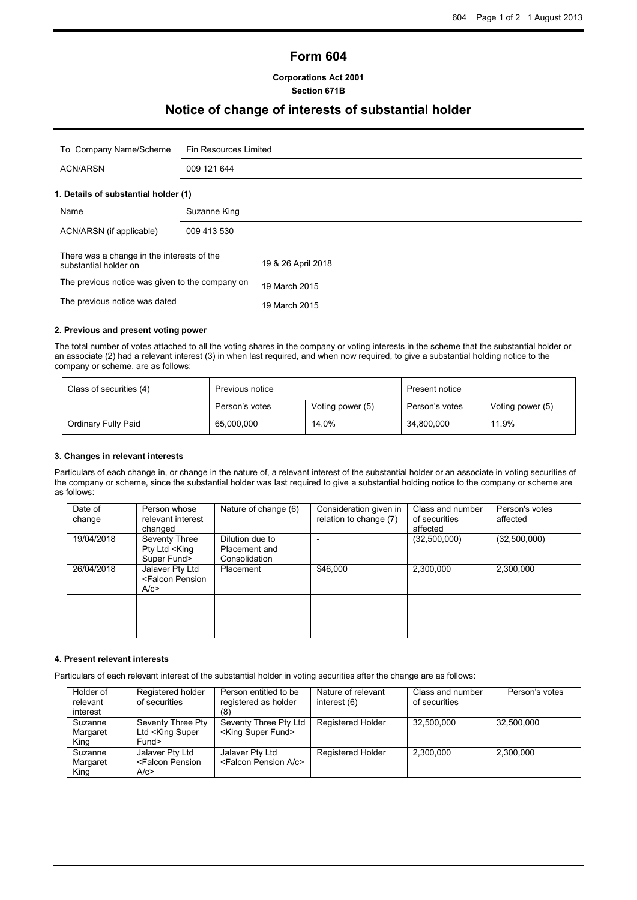# Form 604

**Corporations Act 2001**
**Section 671B**

## Notice of change of interests of substantial holder

| To Company Name/Scheme | Fin Resources Limited |
| --- | --- |
| ACN/ARSN | 009 121 644 |

### 1. Details of substantial holder (1)

| Name | Suzanne King |
| --- | --- |
| ACN/ARSN (if applicable) | 009 413 530 |

| | |
| --- | --- |
| There was a change in the interests of the substantial holder on | 19 & 26 April 2018 |
| The previous notice was given to the company on | 19 March 2015 |
| The previous notice was dated | 19 March 2015 |

### 2. Previous and present voting power

The total number of votes attached to all the voting shares in the company or voting interests in the scheme that the substantial holder or an associate (2) had a relevant interest (3) in when last required, and when now required, to give a substantial holding notice to the company or scheme, are as follows:

| Class of securities (4) | Previous notice | | Present notice | |
| --- | --- | --- | --- | --- |
| | Person's votes | Voting power (5) | Person's votes | Voting power (5) |
| Ordinary Fully Paid | 65,000,000 | 14.0% | 34,800,000 | 11.9% |

### 3. Changes in relevant interests

Particulars of each change in, or change in the nature of, a relevant interest of the substantial holder or an associate in voting securities of the company or scheme, since the substantial holder was last required to give a substantial holding notice to the company or scheme are as follows:

| Date of change | Person whose relevant interest changed | Nature of change (6) | Consideration given in relation to change (7) | Class and number of securities affected | Person's votes affected |
| --- | --- | --- | --- | --- | --- |
| 19/04/2018 | Seventy Three Pty Ltd <King Super Fund> | Dilution due to Placement and Consolidation | - | (32,500,000) | (32,500,000) |
| 26/04/2018 | Jalaver Pty Ltd <Falcon Pension A/c> | Placement | $46,000 | 2,300,000 | 2,300,000 |
| | | | | | |
| | | | | | |

### 4. Present relevant interests

Particulars of each relevant interest of the substantial holder in voting securities after the change are as follows:

| Holder of relevant interest | Registered holder of securities | Person entitled to be registered as holder (8) | Nature of relevant interest (6) | Class and number of securities | Person's votes |
| --- | --- | --- | --- | --- | --- |
| Suzanne Margaret King | Seventy Three Pty Ltd <King Super Fund> | Seventy Three Pty Ltd <King Super Fund> | Registered Holder | 32,500,000 | 32,500,000 |
| Suzanne Margaret King | Jalaver Pty Ltd <Falcon Pension A/c> | Jalaver Pty Ltd <Falcon Pension A/c> | Registered Holder | 2,300,000 | 2,300,000 |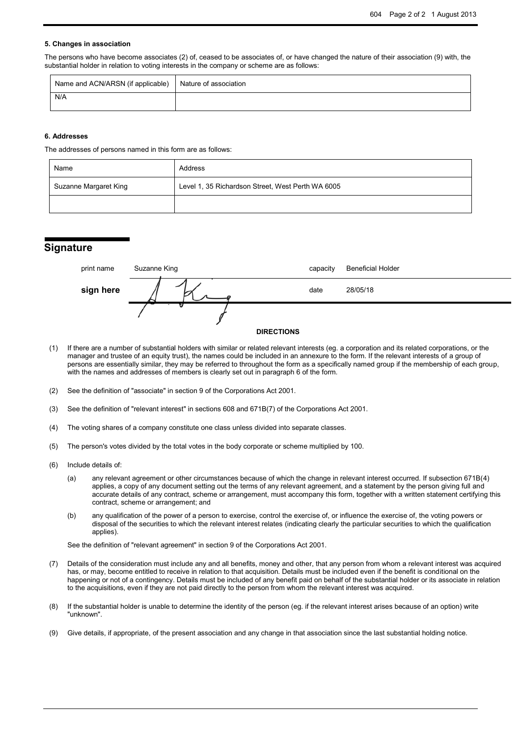#### 5. Changes in association

The persons who have become associates (2) of, ceased to be associates of, or have changed the nature of their association (9) with, the substantial holder in relation to voting interests in the company or scheme are as follows:

| Name and ACN/ARSN (if applicable) | Nature of association |
|---|---|
| N/A | |

#### 6. Addresses

The addresses of persons named in this form are as follows:

| Name | Address |
|---|---|
| Suzanne Margaret King | Level 1, 35 Richardson Street, West Perth WA 6005 |
| | |

## Signature

| | | | |
|---|---|---|---|
| print name | Suzanne King | capacity | Beneficial Holder |
| **sign here** | | date | 28/05/18 |

**DIRECTIONS**

(1) If there are a number of substantial holders with similar or related relevant interests (eg. a corporation and its related corporations, or the manager and trustee of an equity trust), the names could be included in an annexure to the form. If the relevant interests of a group of persons are essentially similar, they may be referred to throughout the form as a specifically named group if the membership of each group, with the names and addresses of members is clearly set out in paragraph 6 of the form.

(2) See the definition of "associate" in section 9 of the Corporations Act 2001.

(3) See the definition of "relevant interest" in sections 608 and 671B(7) of the Corporations Act 2001.

(4) The voting shares of a company constitute one class unless divided into separate classes.

(5) The person's votes divided by the total votes in the body corporate or scheme multiplied by 100.

(6) Include details of:

(a) any relevant agreement or other circumstances because of which the change in relevant interest occurred. If subsection 671B(4) applies, a copy of any document setting out the terms of any relevant agreement, and a statement by the person giving full and accurate details of any contract, scheme or arrangement, must accompany this form, together with a written statement certifying this contract, scheme or arrangement; and

(b) any qualification of the power of a person to exercise, control the exercise of, or influence the exercise of, the voting powers or disposal of the securities to which the relevant interest relates (indicating clearly the particular securities to which the qualification applies).

See the definition of "relevant agreement" in section 9 of the Corporations Act 2001.

(7) Details of the consideration must include any and all benefits, money and other, that any person from whom a relevant interest was acquired has, or may, become entitled to receive in relation to that acquisition. Details must be included even if the benefit is conditional on the happening or not of a contingency. Details must be included of any benefit paid on behalf of the substantial holder or its associate in relation to the acquisitions, even if they are not paid directly to the person from whom the relevant interest was acquired.

(8) If the substantial holder is unable to determine the identity of the person (eg. if the relevant interest arises because of an option) write "unknown".

(9) Give details, if appropriate, of the present association and any change in that association since the last substantial holding notice.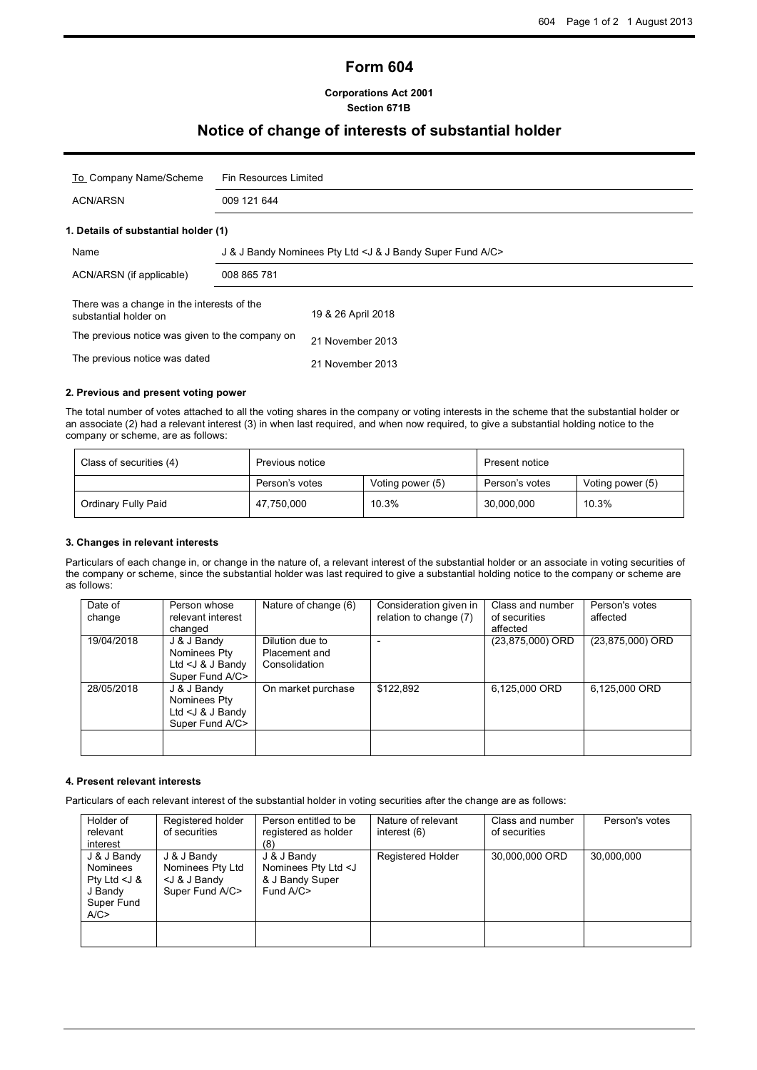# Form 604

**Corporations Act 2001**
**Section 671B**

## Notice of change of interests of substantial holder

| To Company Name/Scheme | Fin Resources Limited |
|---|---|
| ACN/ARSN | 009 121 644 |

### 1. Details of substantial holder (1)

| Name | J & J Bandy Nominees Pty Ltd <J & J Bandy Super Fund A/C> |
|---|---|
| ACN/ARSN (if applicable) | 008 865 781 |

| | |
|---|---|
| There was a change in the interests of the substantial holder on | 19 & 26 April 2018 |
| The previous notice was given to the company on | 21 November 2013 |
| The previous notice was dated | 21 November 2013 |

### 2. Previous and present voting power

The total number of votes attached to all the voting shares in the company or voting interests in the scheme that the substantial holder or an associate (2) had a relevant interest (3) in when last required, and when now required, to give a substantial holding notice to the company or scheme, are as follows:

| Class of securities (4) | Previous notice | | Present notice | |
|---|---|---|---|---|
| | Person's votes | Voting power (5) | Person's votes | Voting power (5) |
| Ordinary Fully Paid | 47,750,000 | 10.3% | 30,000,000 | 10.3% |

### 3. Changes in relevant interests

Particulars of each change in, or change in the nature of, a relevant interest of the substantial holder or an associate in voting securities of the company or scheme, since the substantial holder was last required to give a substantial holding notice to the company or scheme are as follows:

| Date of change | Person whose relevant interest changed | Nature of change (6) | Consideration given in relation to change (7) | Class and number of securities affected | Person's votes affected |
|---|---|---|---|---|---|
| 19/04/2018 | J & J Bandy Nominees Pty Ltd <J & J Bandy Super Fund A/C> | Dilution due to Placement and Consolidation | - | (23,875,000) ORD | (23,875,000) ORD |
| 28/05/2018 | J & J Bandy Nominees Pty Ltd <J & J Bandy Super Fund A/C> | On market purchase | $122,892 | 6,125,000 ORD | 6,125,000 ORD |
| | | | | | |

### 4. Present relevant interests

Particulars of each relevant interest of the substantial holder in voting securities after the change are as follows:

| Holder of relevant interest | Registered holder of securities | Person entitled to be registered as holder (8) | Nature of relevant interest (6) | Class and number of securities | Person's votes |
|---|---|---|---|---|---|
| J & J Bandy Nominees Pty Ltd <J & J Bandy Super Fund A/C> | J & J Bandy Nominees Pty Ltd <J & J Bandy Super Fund A/C> | J & J Bandy Nominees Pty Ltd <J & J Bandy Super Fund A/C> | Registered Holder | 30,000,000 ORD | 30,000,000 |
| | | | | | |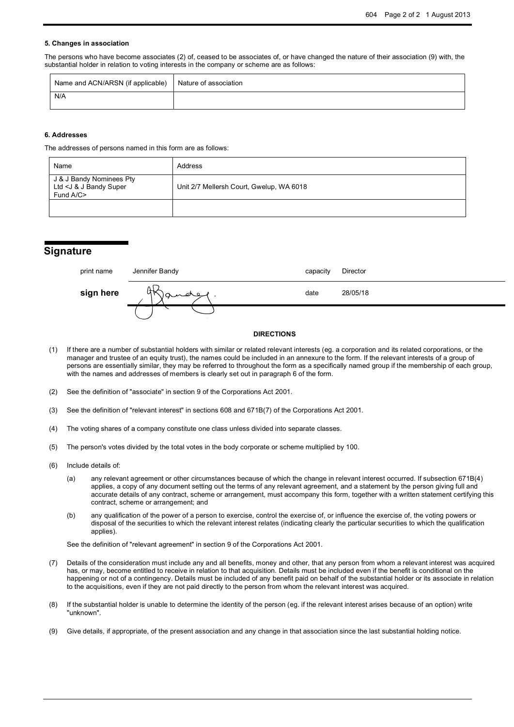#### 5. Changes in association

The persons who have become associates (2) of, ceased to be associates of, or have changed the nature of their association (9) with, the substantial holder in relation to voting interests in the company or scheme are as follows:

| Name and ACN/ARSN (if applicable) | Nature of association |
|---|---|
| N/A | |

#### 6. Addresses

The addresses of persons named in this form are as follows:

| Name | Address |
|---|---|
| J & J Bandy Nominees Pty Ltd <J & J Bandy Super Fund A/C> | Unit 2/7 Mellersh Court, Gwelup, WA 6018 |
| | |

## Signature

| | | | |
|---|---|---|---|
| print name | Jennifer Bandy | capacity | Director |
| **sign here** | | date | 28/05/18 |

#### DIRECTIONS

(1) If there are a number of substantial holders with similar or related relevant interests (eg. a corporation and its related corporations, or the manager and trustee of an equity trust), the names could be included in an annexure to the form. If the relevant interests of a group of persons are essentially similar, they may be referred to throughout the form as a specifically named group if the membership of each group, with the names and addresses of members is clearly set out in paragraph 6 of the form.

(2) See the definition of "associate" in section 9 of the Corporations Act 2001.

(3) See the definition of "relevant interest" in sections 608 and 671B(7) of the Corporations Act 2001.

(4) The voting shares of a company constitute one class unless divided into separate classes.

(5) The person's votes divided by the total votes in the body corporate or scheme multiplied by 100.

(6) Include details of:

(a) any relevant agreement or other circumstances because of which the change in relevant interest occurred. If subsection 671B(4) applies, a copy of any document setting out the terms of any relevant agreement, and a statement by the person giving full and accurate details of any contract, scheme or arrangement, must accompany this form, together with a written statement certifying this contract, scheme or arrangement; and

(b) any qualification of the power of a person to exercise, control the exercise of, or influence the exercise of, the voting powers or disposal of the securities to which the relevant interest relates (indicating clearly the particular securities to which the qualification applies).

See the definition of "relevant agreement" in section 9 of the Corporations Act 2001.

(7) Details of the consideration must include any and all benefits, money and other, that any person from whom a relevant interest was acquired has, or may, become entitled to receive in relation to that acquisition. Details must be included even if the benefit is conditional on the happening or not of a contingency. Details must be included of any benefit paid on behalf of the substantial holder or its associate in relation to the acquisitions, even if they are not paid directly to the person from whom the relevant interest was acquired.

(8) If the substantial holder is unable to determine the identity of the person (eg. if the relevant interest arises because of an option) write "unknown".

(9) Give details, if appropriate, of the present association and any change in that association since the last substantial holding notice.